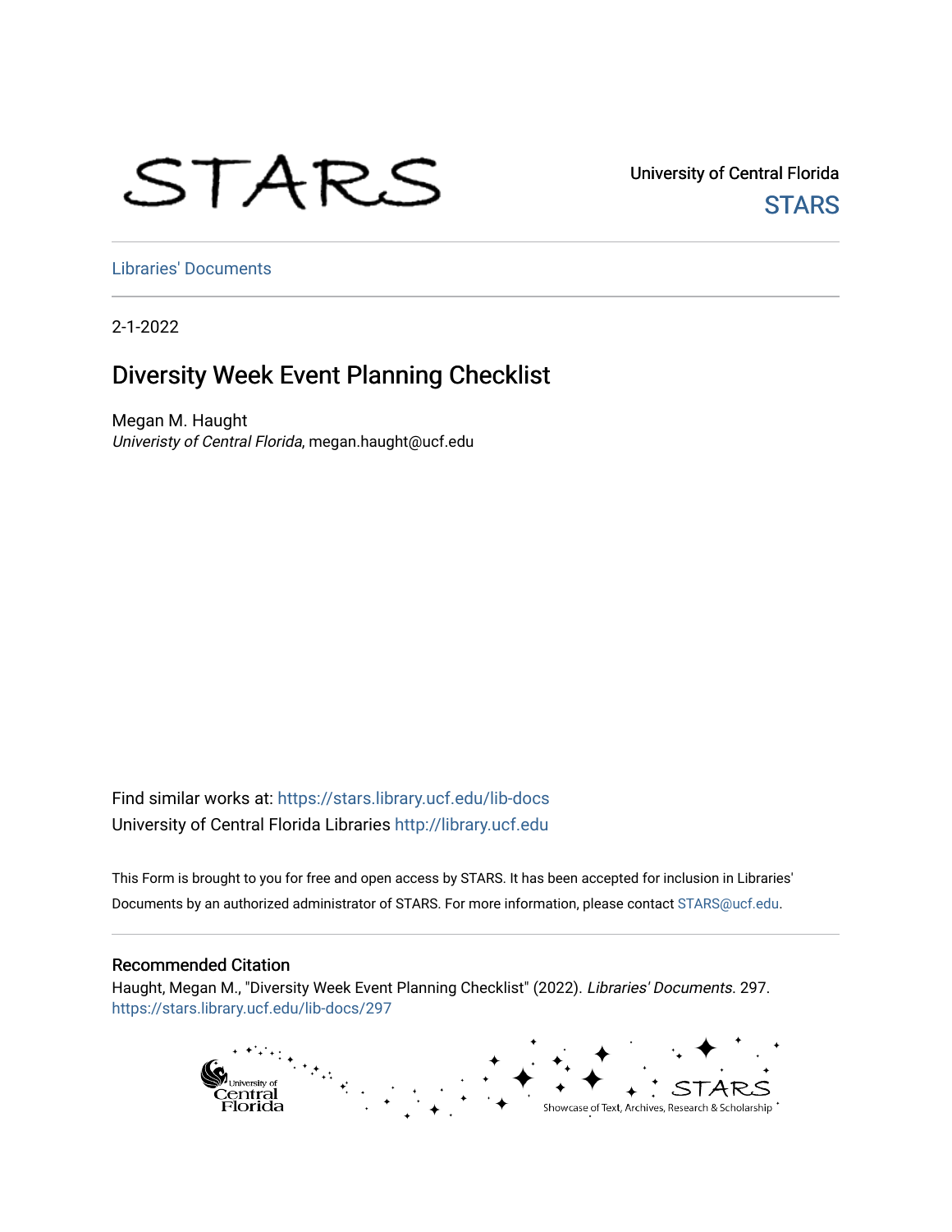University of Central Florida

STARS

Libraries' Documents

2-1-2022

# Diversity Week Event Planning Checklist

Megan M. Haught
*Univeristy of Central Florida*, megan.haught@ucf.edu

Find similar works at: https://stars.library.ucf.edu/lib-docs
University of Central Florida Libraries http://library.ucf.edu

This Form is brought to you for free and open access by STARS. It has been accepted for inclusion in Libraries' Documents by an authorized administrator of STARS. For more information, please contact STARS@ucf.edu.

## Recommended Citation

Haught, Megan M., "Diversity Week Event Planning Checklist" (2022). *Libraries' Documents*. 297.
https://stars.library.ucf.edu/lib-docs/297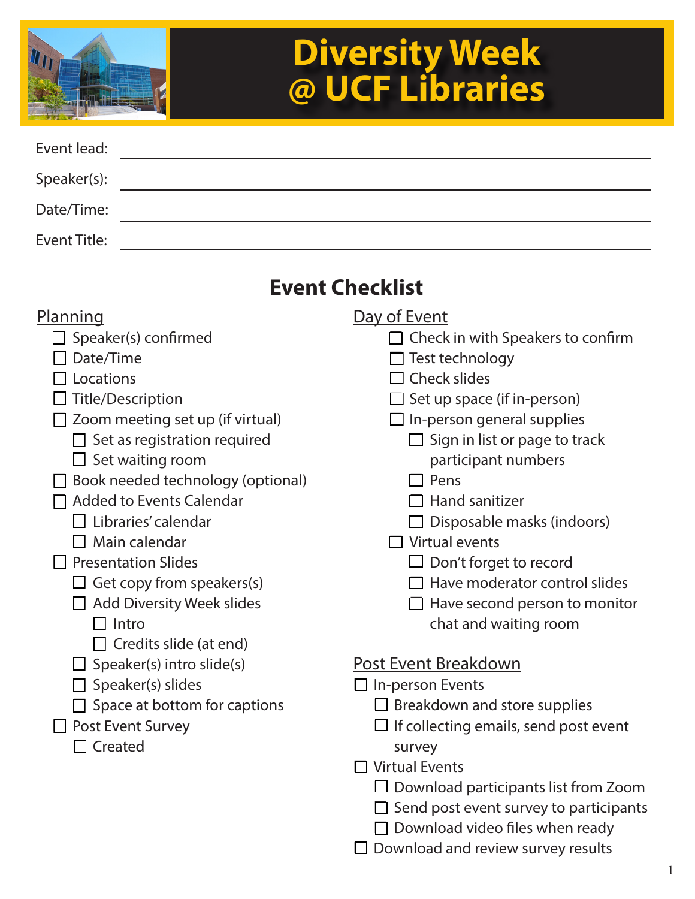# Diversity Week @ UCF Libraries

Event lead: ______________________

Speaker(s): ______________________

Date/Time: ______________________

Event Title: ______________________

## Event Checklist

### Planning

- [ ] Speaker(s) confirmed
- [ ] Date/Time
- [ ] Locations
- [ ] Title/Description
- [ ] Zoom meeting set up (if virtual)
  - [ ] Set as registration required
  - [ ] Set waiting room
- [ ] Book needed technology (optional)
- [ ] Added to Events Calendar
  - [ ] Libraries' calendar
  - [ ] Main calendar
- [ ] Presentation Slides
  - [ ] Get copy from speakers(s)
  - [ ] Add Diversity Week slides
    - [ ] Intro
    - [ ] Credits slide (at end)
  - [ ] Speaker(s) intro slide(s)
  - [ ] Speaker(s) slides
  - [ ] Space at bottom for captions
- [ ] Post Event Survey
  - [ ] Created

### Day of Event

- [ ] Check in with Speakers to confirm
- [ ] Test technology
- [ ] Check slides
- [ ] Set up space (if in-person)
- [ ] In-person general supplies
  - [ ] Sign in list or page to track participant numbers
  - [ ] Pens
  - [ ] Hand sanitizer
  - [ ] Disposable masks (indoors)
- [ ] Virtual events
  - [ ] Don't forget to record
  - [ ] Have moderator control slides
  - [ ] Have second person to monitor chat and waiting room

### Post Event Breakdown

- [ ] In-person Events
  - [ ] Breakdown and store supplies
  - [ ] If collecting emails, send post event survey
- [ ] Virtual Events
  - [ ] Download participants list from Zoom
  - [ ] Send post event survey to participants
  - [ ] Download video files when ready
- [ ] Download and review survey results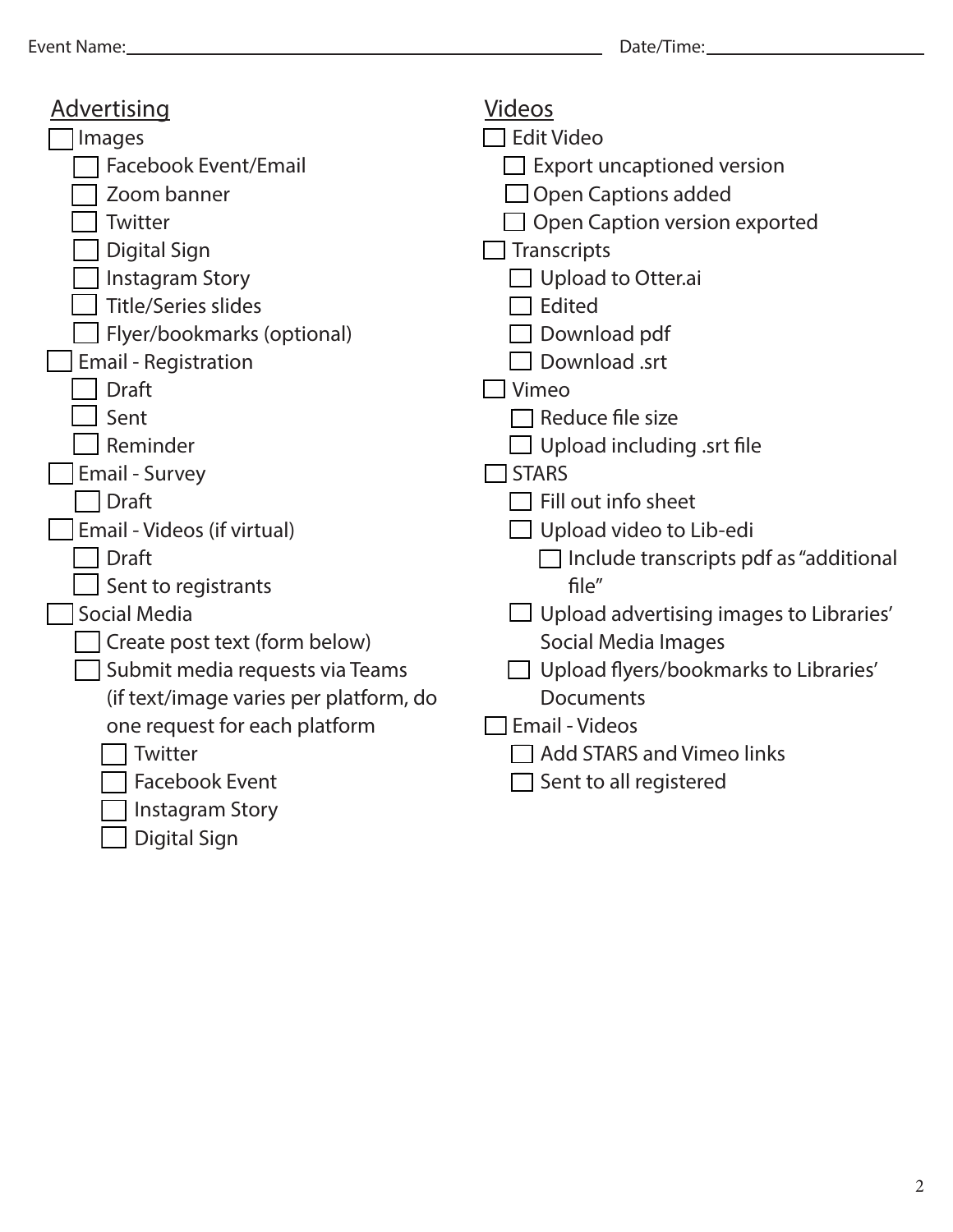Event Name:______________________ Date/Time:______________________

## Advertising

- [ ] Images
  - [ ] Facebook Event/Email
  - [ ] Zoom banner
  - [ ] Twitter
  - [ ] Digital Sign
  - [ ] Instagram Story
  - [ ] Title/Series slides
  - [ ] Flyer/bookmarks (optional)
- [ ] Email - Registration
  - [ ] Draft
  - [ ] Sent
  - [ ] Reminder
- [ ] Email - Survey
  - [ ] Draft
- [ ] Email - Videos (if virtual)
  - [ ] Draft
  - [ ] Sent to registrants
- [ ] Social Media
  - [ ] Create post text (form below)
  - [ ] Submit media requests via Teams (if text/image varies per platform, do one request for each platform
    - [ ] Twitter
    - [ ] Facebook Event
    - [ ] Instagram Story
    - [ ] Digital Sign

## Videos

- [ ] Edit Video
  - [ ] Export uncaptioned version
  - [ ] Open Captions added
  - [ ] Open Caption version exported
- [ ] Transcripts
  - [ ] Upload to Otter.ai
  - [ ] Edited
  - [ ] Download pdf
  - [ ] Download .srt
- [ ] Vimeo
  - [ ] Reduce file size
  - [ ] Upload including .srt file
- [ ] STARS
  - [ ] Fill out info sheet
  - [ ] Upload video to Lib-edi
    - [ ] Include transcripts pdf as "additional file"
  - [ ] Upload advertising images to Libraries' Social Media Images
  - [ ] Upload flyers/bookmarks to Libraries' Documents
- [ ] Email - Videos
  - [ ] Add STARS and Vimeo links
  - [ ] Sent to all registered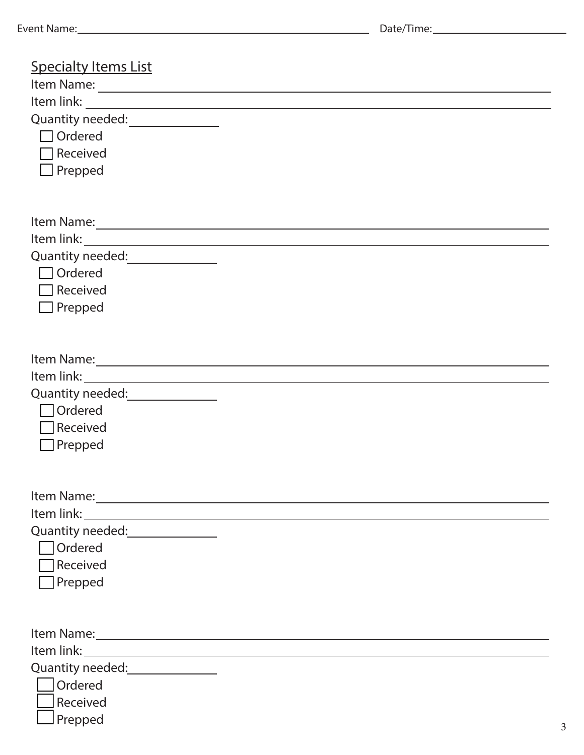Event Name: ______________________________ Date/Time: ______________

## Specialty Items List

Item Name: ______________________________

Item link: ______________________________

Quantity needed: ______________

- [ ] Ordered
- [ ] Received
- [ ] Prepped

Item Name: ______________________________

Item link: ______________________________

Quantity needed: ______________

- [ ] Ordered
- [ ] Received
- [ ] Prepped

Item Name: ______________________________

Item link: ______________________________

Quantity needed: ______________

- [ ] Ordered
- [ ] Received
- [ ] Prepped

Item Name: ______________________________

Item link: ______________________________

Quantity needed: ______________

- [ ] Ordered
- [ ] Received
- [ ] Prepped

Item Name: ______________________________

Item link: ______________________________

Quantity needed: ______________

- [ ] Ordered
- [ ] Received
- [ ] Prepped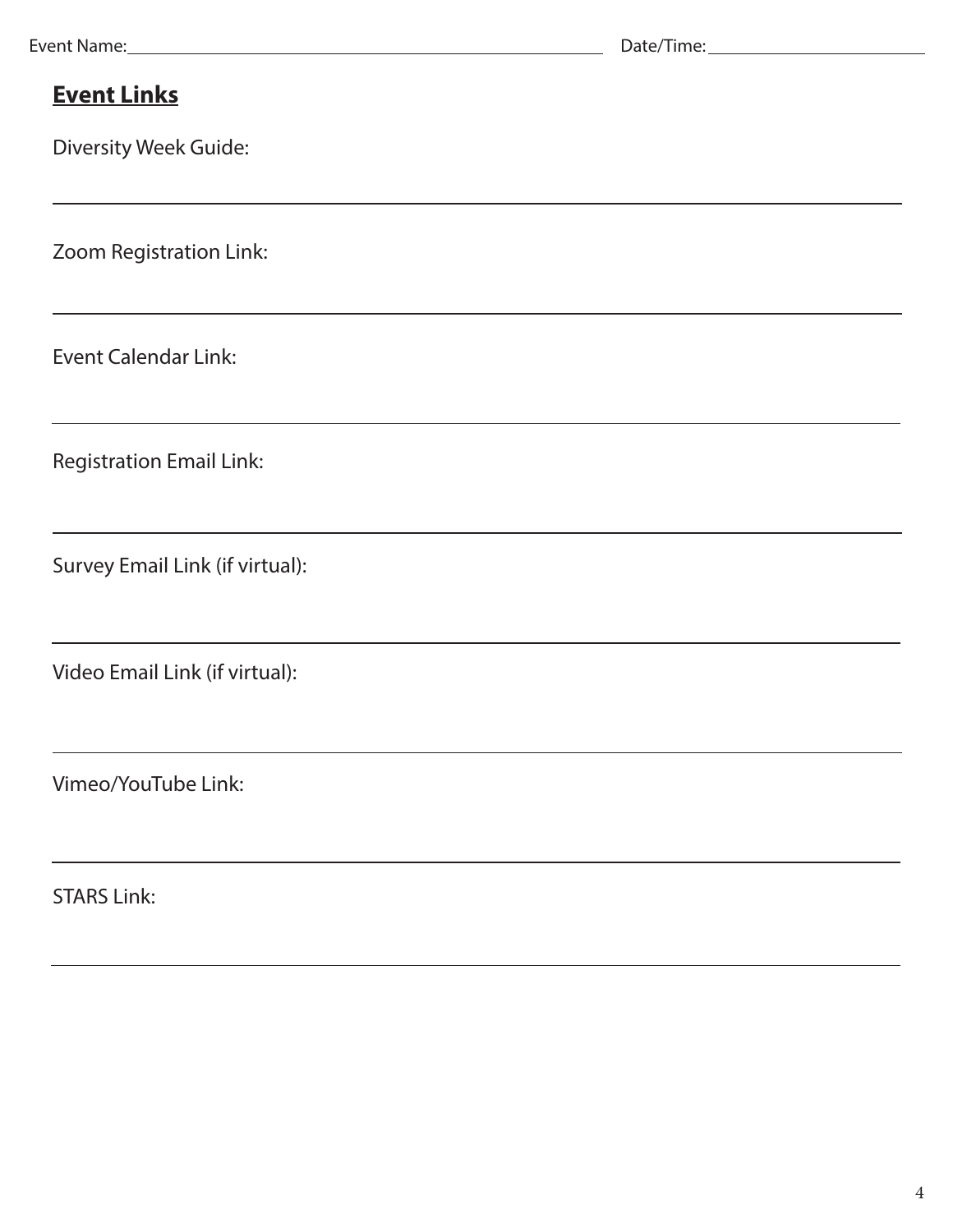Event Name: ______________________________ Date/Time: ______________________

## Event Links

Diversity Week Guide:

______________________________________________________________________

Zoom Registration Link:

______________________________________________________________________

Event Calendar Link:

______________________________________________________________________

Registration Email Link:

______________________________________________________________________

Survey Email Link (if virtual):

______________________________________________________________________

Video Email Link (if virtual):

______________________________________________________________________

Vimeo/YouTube Link:

______________________________________________________________________

STARS Link:

______________________________________________________________________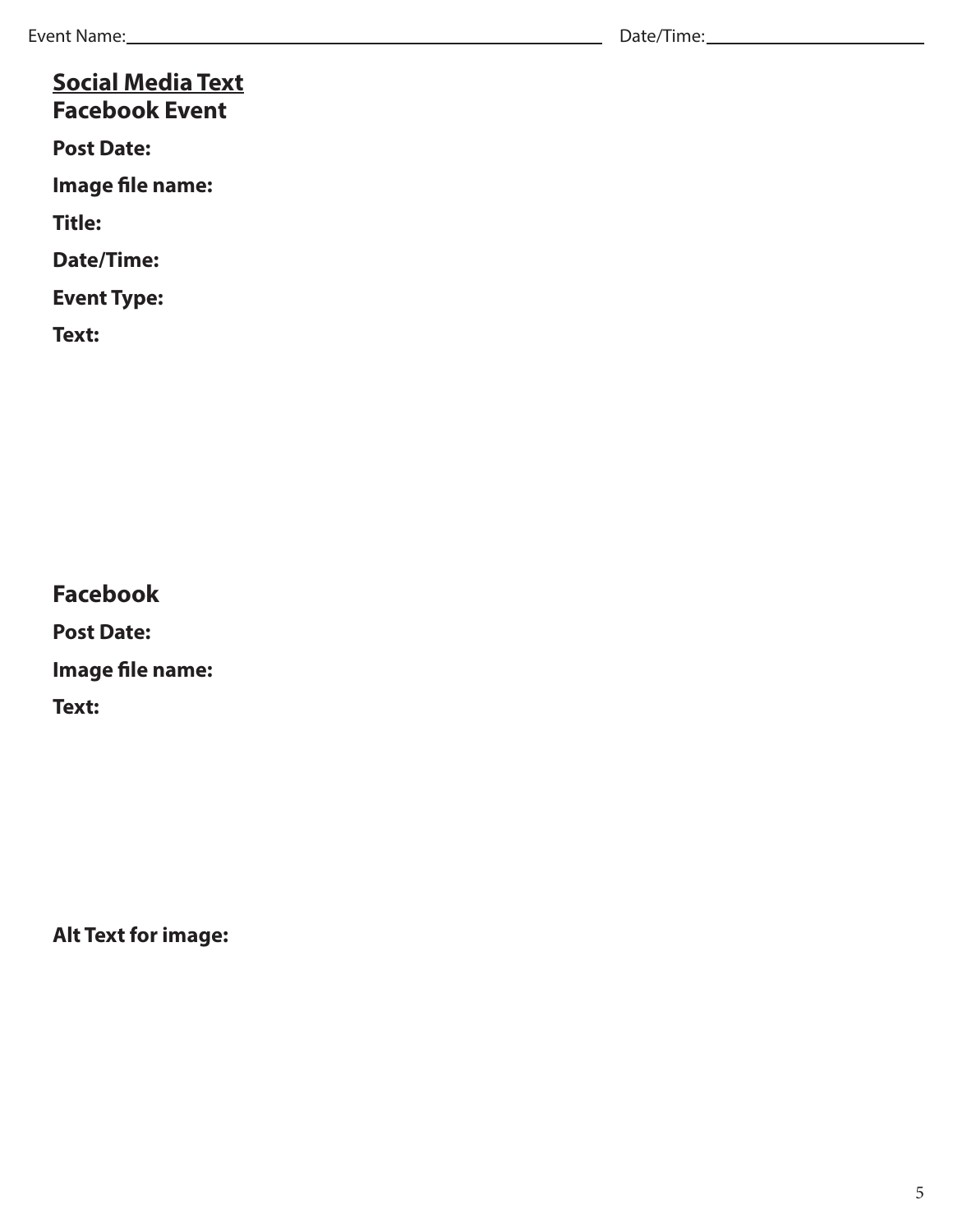Event Name:________________________________________ Date/Time:____________________

## Social Media Text

### Facebook Event

**Post Date:**

**Image file name:**

**Title:**

**Date/Time:**

**Event Type:**

**Text:**

### Facebook

**Post Date:**

**Image file name:**

**Text:**

**Alt Text for image:**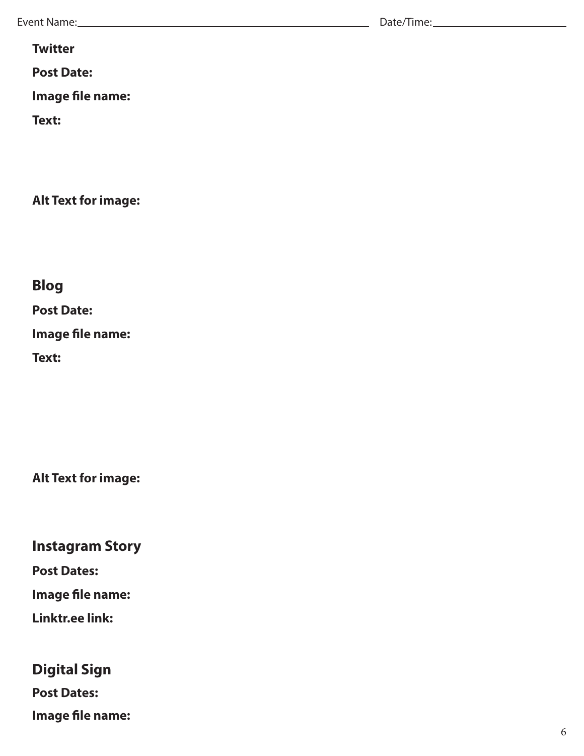Event Name: ______________________________ Date/Time: ______________

**Twitter**

**Post Date:**

**Image file name:**

**Text:**

**Alt Text for image:**

## Blog

**Post Date:**

**Image file name:**

**Text:**

**Alt Text for image:**

## Instagram Story

**Post Dates:**

**Image file name:**

**Linktr.ee link:**

## Digital Sign

**Post Dates:**

**Image file name:**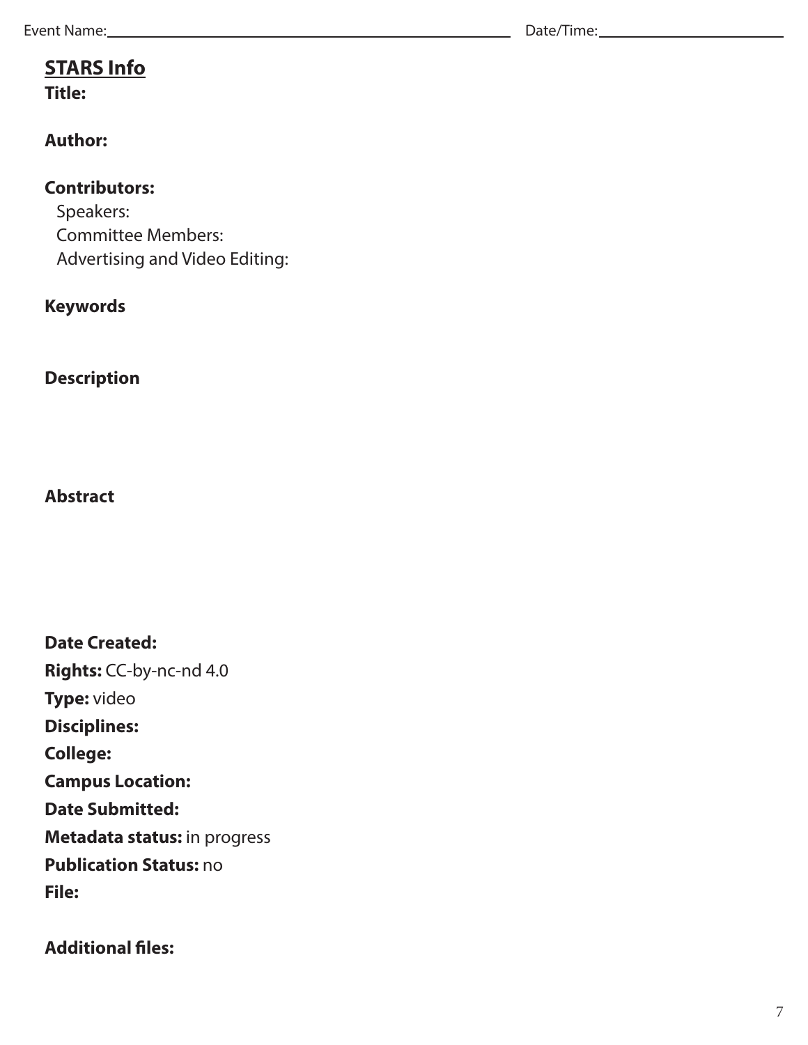Event Name: ______________________________ Date/Time: ______________

## STARS Info

**Title:**

**Author:**

**Contributors:**

Speakers:
Committee Members:
Advertising and Video Editing:

**Keywords**

**Description**

**Abstract**

**Date Created:**
**Rights:** CC-by-nc-nd 4.0
**Type:** video
**Disciplines:**
**College:**
**Campus Location:**
**Date Submitted:**
**Metadata status:** in progress
**Publication Status:** no
**File:**

**Additional files:**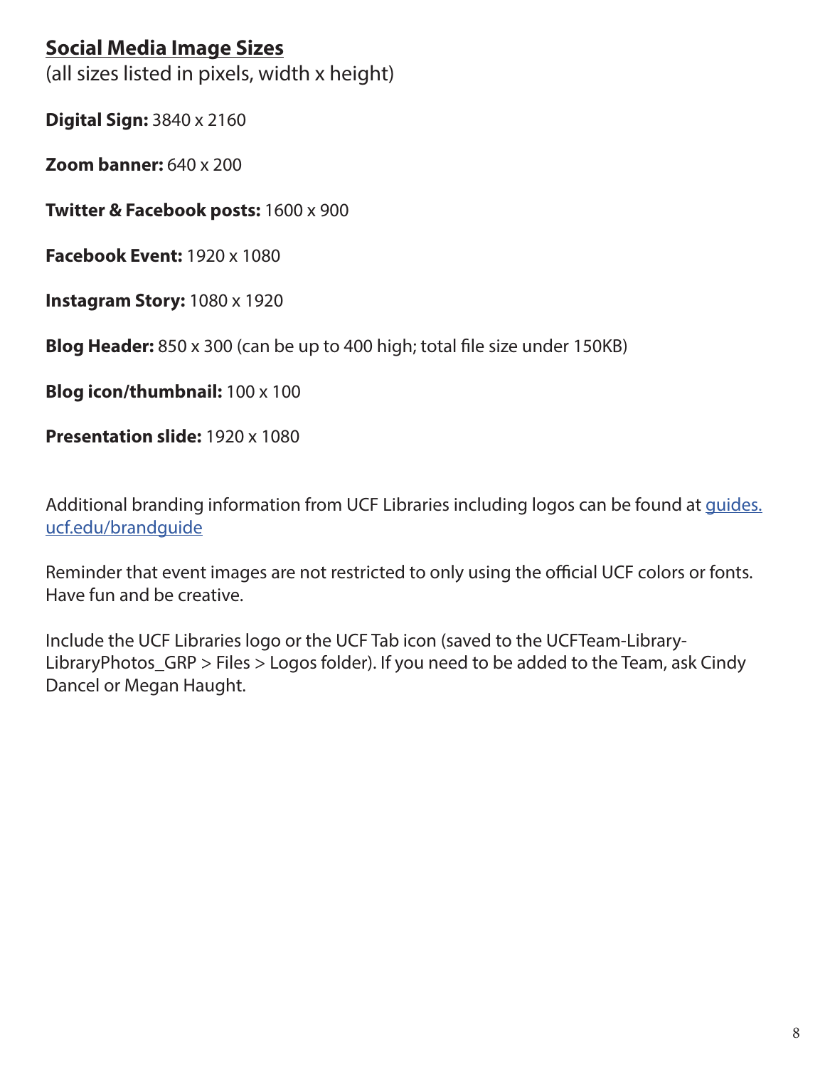## Social Media Image Sizes

(all sizes listed in pixels, width x height)

**Digital Sign:** 3840 x 2160

**Zoom banner:** 640 x 200

**Twitter & Facebook posts:** 1600 x 900

**Facebook Event:** 1920 x 1080

**Instagram Story:** 1080 x 1920

**Blog Header:** 850 x 300 (can be up to 400 high; total file size under 150KB)

**Blog icon/thumbnail:** 100 x 100

**Presentation slide:** 1920 x 1080

Additional branding information from UCF Libraries including logos can be found at [guides.ucf.edu/brandguide](guides.ucf.edu/brandguide)

Reminder that event images are not restricted to only using the official UCF colors or fonts. Have fun and be creative.

Include the UCF Libraries logo or the UCF Tab icon (saved to the UCFTeam-Library-LibraryPhotos_GRP > Files > Logos folder). If you need to be added to the Team, ask Cindy Dancel or Megan Haught.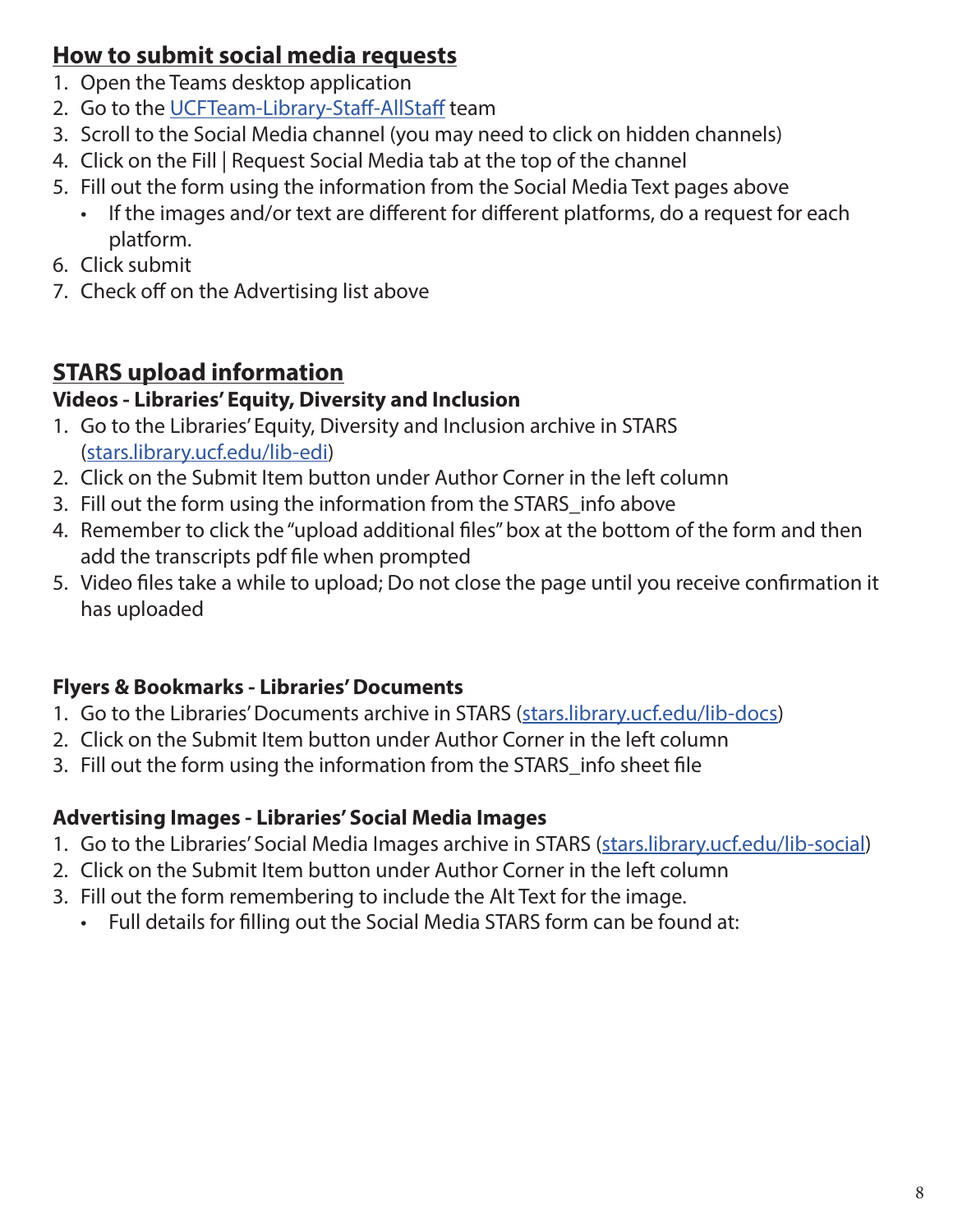## How to submit social media requests

1. Open the Teams desktop application
2. Go to the [UCFTeam-Library-Staff-AllStaff] team
3. Scroll to the Social Media channel (you may need to click on hidden channels)
4. Click on the Fill | Request Social Media tab at the top of the channel
5. Fill out the form using the information from the Social Media Text pages above
   - If the images and/or text are different for different platforms, do a request for each platform.
6. Click submit
7. Check off on the Advertising list above

## STARS upload information

### Videos - Libraries' Equity, Diversity and Inclusion

1. Go to the Libraries' Equity, Diversity and Inclusion archive in STARS (stars.library.ucf.edu/lib-edi)
2. Click on the Submit Item button under Author Corner in the left column
3. Fill out the form using the information from the STARS_info above
4. Remember to click the "upload additional files" box at the bottom of the form and then add the transcripts pdf file when prompted
5. Video files take a while to upload; Do not close the page until you receive confirmation it has uploaded

### Flyers & Bookmarks - Libraries' Documents

1. Go to the Libraries' Documents archive in STARS (stars.library.ucf.edu/lib-docs)
2. Click on the Submit Item button under Author Corner in the left column
3. Fill out the form using the information from the STARS_info sheet file

### Advertising Images - Libraries' Social Media Images

1. Go to the Libraries' Social Media Images archive in STARS (stars.library.ucf.edu/lib-social)
2. Click on the Submit Item button under Author Corner in the left column
3. Fill out the form remembering to include the Alt Text for the image.
   - Full details for filling out the Social Media STARS form can be found at: